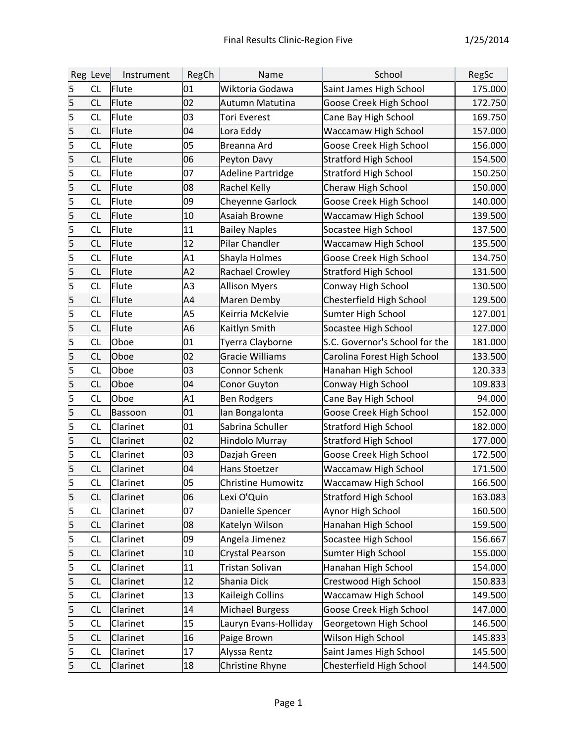# Final Results Clinic-Region Five

1/25/2014

| Reg | Leve | Instrument | RegCh | Name | School | RegSc |
|---|---|---|---|---|---|---|
| 5 | CL | Flute | 01 | Wiktoria Godawa | Saint James High School | 175.000 |
| 5 | CL | Flute | 02 | Autumn Matutina | Goose Creek High School | 172.750 |
| 5 | CL | Flute | 03 | Tori Everest | Cane Bay High School | 169.750 |
| 5 | CL | Flute | 04 | Lora Eddy | Waccamaw High School | 157.000 |
| 5 | CL | Flute | 05 | Breanna Ard | Goose Creek High School | 156.000 |
| 5 | CL | Flute | 06 | Peyton Davy | Stratford High School | 154.500 |
| 5 | CL | Flute | 07 | Adeline Partridge | Stratford High School | 150.250 |
| 5 | CL | Flute | 08 | Rachel Kelly | Cheraw High School | 150.000 |
| 5 | CL | Flute | 09 | Cheyenne Garlock | Goose Creek High School | 140.000 |
| 5 | CL | Flute | 10 | Asaiah Browne | Waccamaw High School | 139.500 |
| 5 | CL | Flute | 11 | Bailey Naples | Socastee High School | 137.500 |
| 5 | CL | Flute | 12 | Pilar Chandler | Waccamaw High School | 135.500 |
| 5 | CL | Flute | A1 | Shayla Holmes | Goose Creek High School | 134.750 |
| 5 | CL | Flute | A2 | Rachael Crowley | Stratford High School | 131.500 |
| 5 | CL | Flute | A3 | Allison Myers | Conway High School | 130.500 |
| 5 | CL | Flute | A4 | Maren Demby | Chesterfield High School | 129.500 |
| 5 | CL | Flute | A5 | Keirria McKelvie | Sumter High School | 127.001 |
| 5 | CL | Flute | A6 | Kaitlyn Smith | Socastee High School | 127.000 |
| 5 | CL | Oboe | 01 | Tyerra Clayborne | S.C. Governor's School for the | 181.000 |
| 5 | CL | Oboe | 02 | Gracie Williams | Carolina Forest High School | 133.500 |
| 5 | CL | Oboe | 03 | Connor Schenk | Hanahan High School | 120.333 |
| 5 | CL | Oboe | 04 | Conor Guyton | Conway High School | 109.833 |
| 5 | CL | Oboe | A1 | Ben Rodgers | Cane Bay High School | 94.000 |
| 5 | CL | Bassoon | 01 | Ian Bongalonta | Goose Creek High School | 152.000 |
| 5 | CL | Clarinet | 01 | Sabrina Schuller | Stratford High School | 182.000 |
| 5 | CL | Clarinet | 02 | Hindolo Murray | Stratford High School | 177.000 |
| 5 | CL | Clarinet | 03 | Dazjah Green | Goose Creek High School | 172.500 |
| 5 | CL | Clarinet | 04 | Hans Stoetzer | Waccamaw High School | 171.500 |
| 5 | CL | Clarinet | 05 | Christine Humowitz | Waccamaw High School | 166.500 |
| 5 | CL | Clarinet | 06 | Lexi O'Quin | Stratford High School | 163.083 |
| 5 | CL | Clarinet | 07 | Danielle Spencer | Aynor High School | 160.500 |
| 5 | CL | Clarinet | 08 | Katelyn Wilson | Hanahan High School | 159.500 |
| 5 | CL | Clarinet | 09 | Angela Jimenez | Socastee High School | 156.667 |
| 5 | CL | Clarinet | 10 | Crystal Pearson | Sumter High School | 155.000 |
| 5 | CL | Clarinet | 11 | Tristan Solivan | Hanahan High School | 154.000 |
| 5 | CL | Clarinet | 12 | Shania Dick | Crestwood High School | 150.833 |
| 5 | CL | Clarinet | 13 | Kaileigh Collins | Waccamaw High School | 149.500 |
| 5 | CL | Clarinet | 14 | Michael Burgess | Goose Creek High School | 147.000 |
| 5 | CL | Clarinet | 15 | Lauryn Evans-Holliday | Georgetown High School | 146.500 |
| 5 | CL | Clarinet | 16 | Paige Brown | Wilson High School | 145.833 |
| 5 | CL | Clarinet | 17 | Alyssa Rentz | Saint James High School | 145.500 |
| 5 | CL | Clarinet | 18 | Christine Rhyne | Chesterfield High School | 144.500 |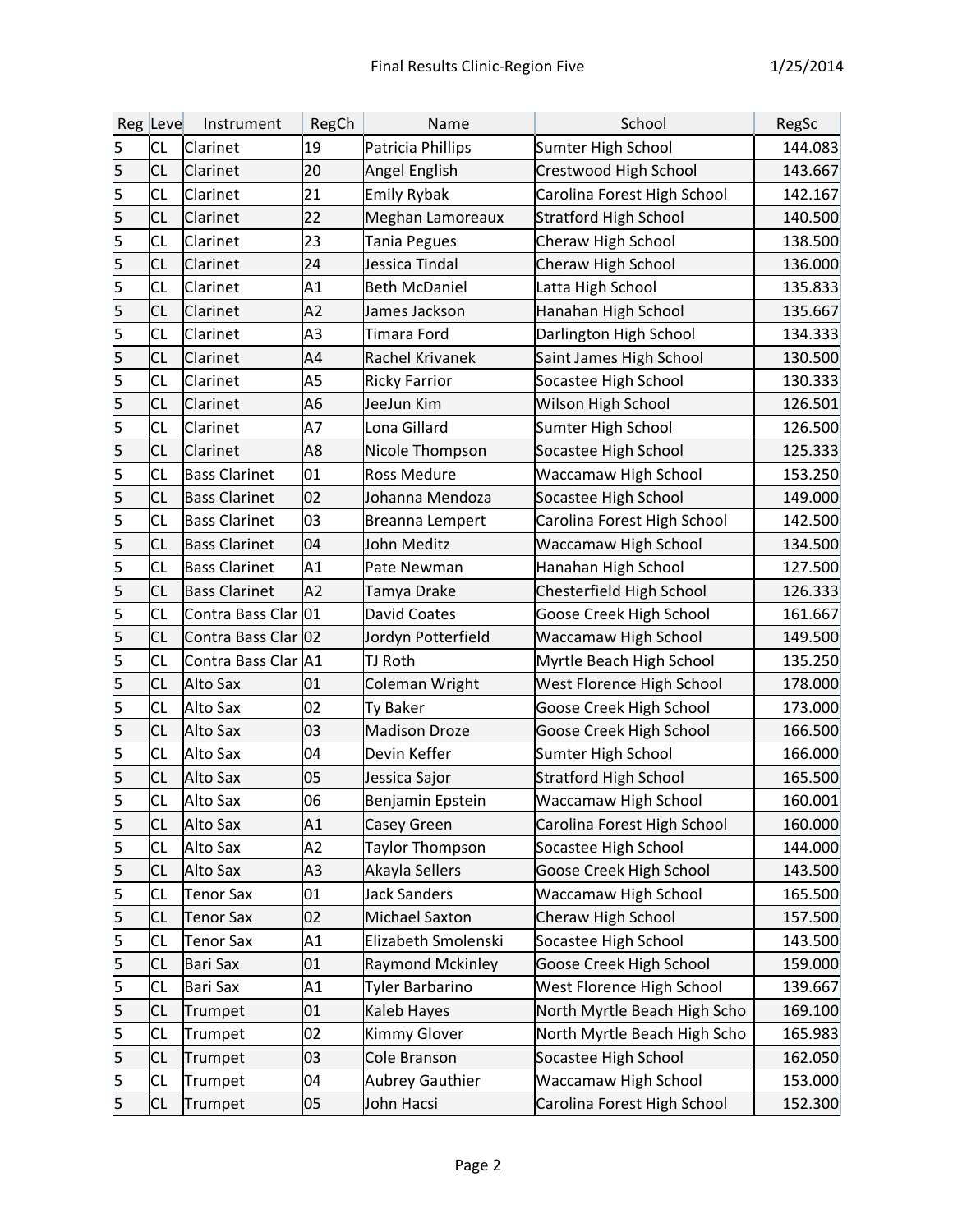| Reg | Leve | Instrument | RegCh | Name | School | RegSc |
|---|---|---|---|---|---|---|
| 5 | CL | Clarinet | 19 | Patricia Phillips | Sumter High School | 144.083 |
| 5 | CL | Clarinet | 20 | Angel English | Crestwood High School | 143.667 |
| 5 | CL | Clarinet | 21 | Emily Rybak | Carolina Forest High School | 142.167 |
| 5 | CL | Clarinet | 22 | Meghan Lamoreaux | Stratford High School | 140.500 |
| 5 | CL | Clarinet | 23 | Tania Pegues | Cheraw High School | 138.500 |
| 5 | CL | Clarinet | 24 | Jessica Tindal | Cheraw High School | 136.000 |
| 5 | CL | Clarinet | A1 | Beth McDaniel | Latta High School | 135.833 |
| 5 | CL | Clarinet | A2 | James Jackson | Hanahan High School | 135.667 |
| 5 | CL | Clarinet | A3 | Timara Ford | Darlington High School | 134.333 |
| 5 | CL | Clarinet | A4 | Rachel Krivanek | Saint James High School | 130.500 |
| 5 | CL | Clarinet | A5 | Ricky Farrior | Socastee High School | 130.333 |
| 5 | CL | Clarinet | A6 | JeeJun Kim | Wilson High School | 126.501 |
| 5 | CL | Clarinet | A7 | Lona Gillard | Sumter High School | 126.500 |
| 5 | CL | Clarinet | A8 | Nicole Thompson | Socastee High School | 125.333 |
| 5 | CL | Bass Clarinet | 01 | Ross Medure | Waccamaw High School | 153.250 |
| 5 | CL | Bass Clarinet | 02 | Johanna Mendoza | Socastee High School | 149.000 |
| 5 | CL | Bass Clarinet | 03 | Breanna Lempert | Carolina Forest High School | 142.500 |
| 5 | CL | Bass Clarinet | 04 | John Meditz | Waccamaw High School | 134.500 |
| 5 | CL | Bass Clarinet | A1 | Pate Newman | Hanahan High School | 127.500 |
| 5 | CL | Bass Clarinet | A2 | Tamya Drake | Chesterfield High School | 126.333 |
| 5 | CL | Contra Bass Clar | 01 | David Coates | Goose Creek High School | 161.667 |
| 5 | CL | Contra Bass Clar | 02 | Jordyn Potterfield | Waccamaw High School | 149.500 |
| 5 | CL | Contra Bass Clar | A1 | TJ Roth | Myrtle Beach High School | 135.250 |
| 5 | CL | Alto Sax | 01 | Coleman Wright | West Florence High School | 178.000 |
| 5 | CL | Alto Sax | 02 | Ty Baker | Goose Creek High School | 173.000 |
| 5 | CL | Alto Sax | 03 | Madison Droze | Goose Creek High School | 166.500 |
| 5 | CL | Alto Sax | 04 | Devin Keffer | Sumter High School | 166.000 |
| 5 | CL | Alto Sax | 05 | Jessica Sajor | Stratford High School | 165.500 |
| 5 | CL | Alto Sax | 06 | Benjamin Epstein | Waccamaw High School | 160.001 |
| 5 | CL | Alto Sax | A1 | Casey Green | Carolina Forest High School | 160.000 |
| 5 | CL | Alto Sax | A2 | Taylor Thompson | Socastee High School | 144.000 |
| 5 | CL | Alto Sax | A3 | Akayla Sellers | Goose Creek High School | 143.500 |
| 5 | CL | Tenor Sax | 01 | Jack Sanders | Waccamaw High School | 165.500 |
| 5 | CL | Tenor Sax | 02 | Michael Saxton | Cheraw High School | 157.500 |
| 5 | CL | Tenor Sax | A1 | Elizabeth Smolenski | Socastee High School | 143.500 |
| 5 | CL | Bari Sax | 01 | Raymond Mckinley | Goose Creek High School | 159.000 |
| 5 | CL | Bari Sax | A1 | Tyler Barbarino | West Florence High School | 139.667 |
| 5 | CL | Trumpet | 01 | Kaleb Hayes | North Myrtle Beach High Scho | 169.100 |
| 5 | CL | Trumpet | 02 | Kimmy Glover | North Myrtle Beach High Scho | 165.983 |
| 5 | CL | Trumpet | 03 | Cole Branson | Socastee High School | 162.050 |
| 5 | CL | Trumpet | 04 | Aubrey Gauthier | Waccamaw High School | 153.000 |
| 5 | CL | Trumpet | 05 | John Hacsi | Carolina Forest High School | 152.300 |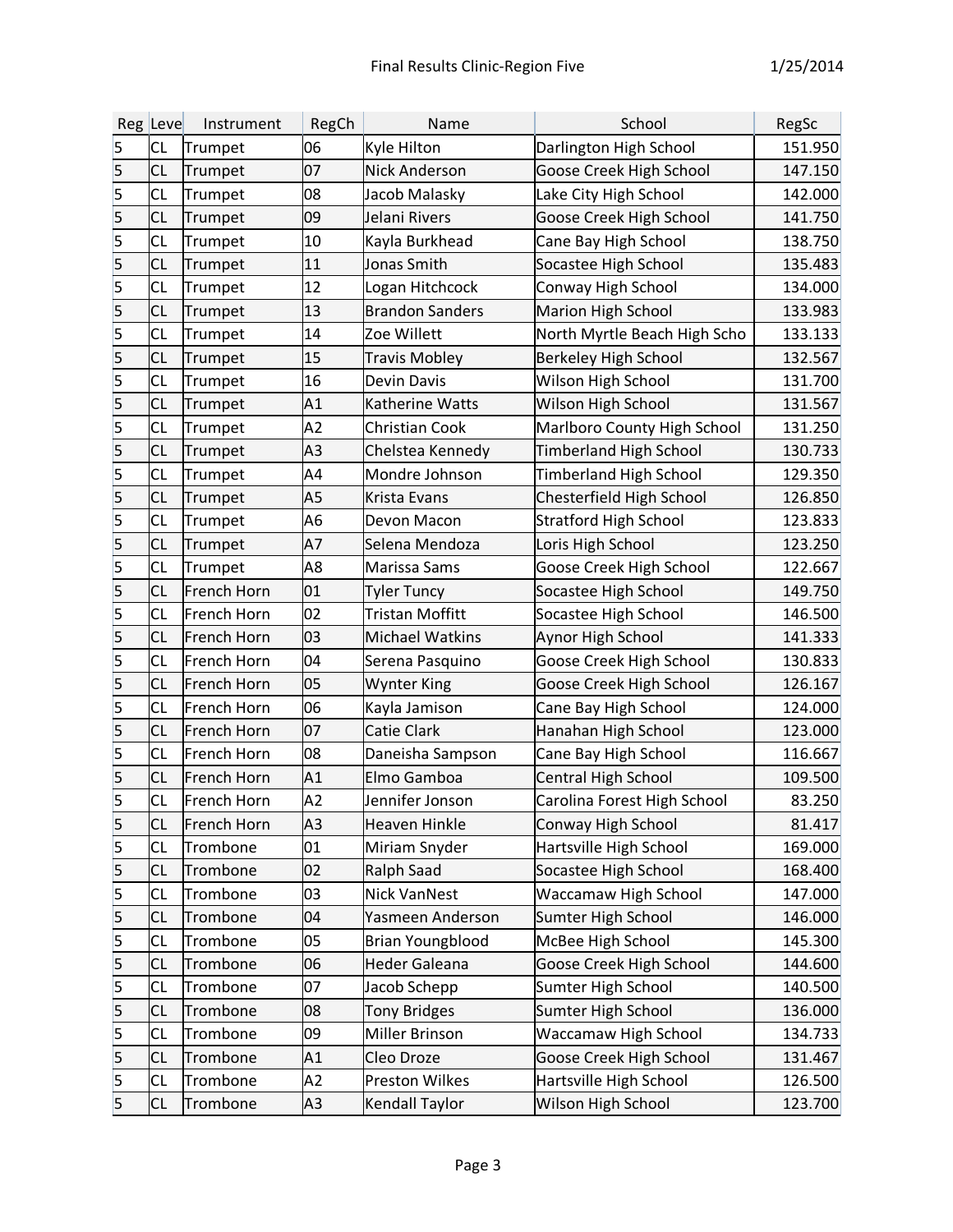| Reg | Leve | Instrument | RegCh | Name | School | RegSc |
|---|---|---|---|---|---|---|
| 5 | CL | Trumpet | 06 | Kyle Hilton | Darlington High School | 151.950 |
| 5 | CL | Trumpet | 07 | Nick Anderson | Goose Creek High School | 147.150 |
| 5 | CL | Trumpet | 08 | Jacob Malasky | Lake City High School | 142.000 |
| 5 | CL | Trumpet | 09 | Jelani Rivers | Goose Creek High School | 141.750 |
| 5 | CL | Trumpet | 10 | Kayla Burkhead | Cane Bay High School | 138.750 |
| 5 | CL | Trumpet | 11 | Jonas Smith | Socastee High School | 135.483 |
| 5 | CL | Trumpet | 12 | Logan Hitchcock | Conway High School | 134.000 |
| 5 | CL | Trumpet | 13 | Brandon Sanders | Marion High School | 133.983 |
| 5 | CL | Trumpet | 14 | Zoe Willett | North Myrtle Beach High Scho | 133.133 |
| 5 | CL | Trumpet | 15 | Travis Mobley | Berkeley High School | 132.567 |
| 5 | CL | Trumpet | 16 | Devin Davis | Wilson High School | 131.700 |
| 5 | CL | Trumpet | A1 | Katherine Watts | Wilson High School | 131.567 |
| 5 | CL | Trumpet | A2 | Christian Cook | Marlboro County High School | 131.250 |
| 5 | CL | Trumpet | A3 | Chelstea Kennedy | Timberland High School | 130.733 |
| 5 | CL | Trumpet | A4 | Mondre Johnson | Timberland High School | 129.350 |
| 5 | CL | Trumpet | A5 | Krista Evans | Chesterfield High School | 126.850 |
| 5 | CL | Trumpet | A6 | Devon Macon | Stratford High School | 123.833 |
| 5 | CL | Trumpet | A7 | Selena Mendoza | Loris High School | 123.250 |
| 5 | CL | Trumpet | A8 | Marissa Sams | Goose Creek High School | 122.667 |
| 5 | CL | French Horn | 01 | Tyler Tuncy | Socastee High School | 149.750 |
| 5 | CL | French Horn | 02 | Tristan Moffitt | Socastee High School | 146.500 |
| 5 | CL | French Horn | 03 | Michael Watkins | Aynor High School | 141.333 |
| 5 | CL | French Horn | 04 | Serena Pasquino | Goose Creek High School | 130.833 |
| 5 | CL | French Horn | 05 | Wynter King | Goose Creek High School | 126.167 |
| 5 | CL | French Horn | 06 | Kayla Jamison | Cane Bay High School | 124.000 |
| 5 | CL | French Horn | 07 | Catie Clark | Hanahan High School | 123.000 |
| 5 | CL | French Horn | 08 | Daneisha Sampson | Cane Bay High School | 116.667 |
| 5 | CL | French Horn | A1 | Elmo Gamboa | Central High School | 109.500 |
| 5 | CL | French Horn | A2 | Jennifer Jonson | Carolina Forest High School | 83.250 |
| 5 | CL | French Horn | A3 | Heaven Hinkle | Conway High School | 81.417 |
| 5 | CL | Trombone | 01 | Miriam Snyder | Hartsville High School | 169.000 |
| 5 | CL | Trombone | 02 | Ralph Saad | Socastee High School | 168.400 |
| 5 | CL | Trombone | 03 | Nick VanNest | Waccamaw High School | 147.000 |
| 5 | CL | Trombone | 04 | Yasmeen Anderson | Sumter High School | 146.000 |
| 5 | CL | Trombone | 05 | Brian Youngblood | McBee High School | 145.300 |
| 5 | CL | Trombone | 06 | Heder Galeana | Goose Creek High School | 144.600 |
| 5 | CL | Trombone | 07 | Jacob Schepp | Sumter High School | 140.500 |
| 5 | CL | Trombone | 08 | Tony Bridges | Sumter High School | 136.000 |
| 5 | CL | Trombone | 09 | Miller Brinson | Waccamaw High School | 134.733 |
| 5 | CL | Trombone | A1 | Cleo Droze | Goose Creek High School | 131.467 |
| 5 | CL | Trombone | A2 | Preston Wilkes | Hartsville High School | 126.500 |
| 5 | CL | Trombone | A3 | Kendall Taylor | Wilson High School | 123.700 |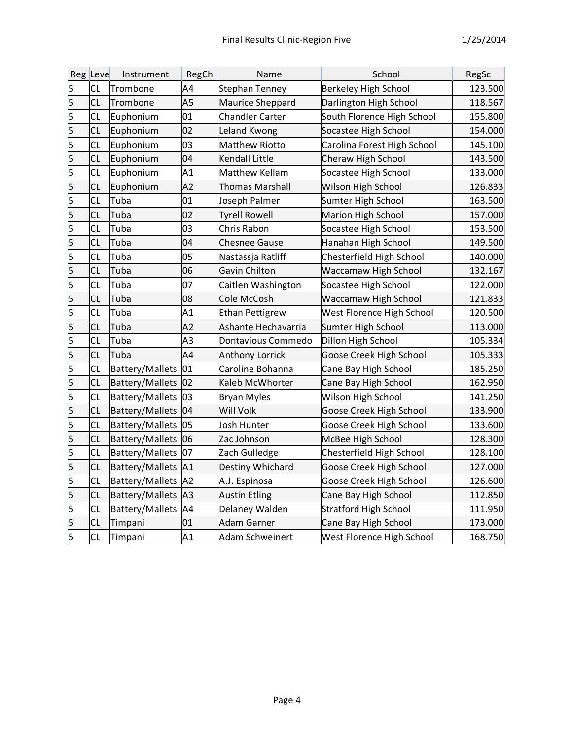| Reg | Leve | Instrument | RegCh | Name | School | RegSc |
|---|---|---|---|---|---|---|
| 5 | CL | Trombone | A4 | Stephan Tenney | Berkeley High School | 123.500 |
| 5 | CL | Trombone | A5 | Maurice Sheppard | Darlington High School | 118.567 |
| 5 | CL | Euphonium | 01 | Chandler Carter | South Florence High School | 155.800 |
| 5 | CL | Euphonium | 02 | Leland Kwong | Socastee High School | 154.000 |
| 5 | CL | Euphonium | 03 | Matthew Riotto | Carolina Forest High School | 145.100 |
| 5 | CL | Euphonium | 04 | Kendall Little | Cheraw High School | 143.500 |
| 5 | CL | Euphonium | A1 | Matthew Kellam | Socastee High School | 133.000 |
| 5 | CL | Euphonium | A2 | Thomas Marshall | Wilson High School | 126.833 |
| 5 | CL | Tuba | 01 | Joseph Palmer | Sumter High School | 163.500 |
| 5 | CL | Tuba | 02 | Tyrell Rowell | Marion High School | 157.000 |
| 5 | CL | Tuba | 03 | Chris Rabon | Socastee High School | 153.500 |
| 5 | CL | Tuba | 04 | Chesnee Gause | Hanahan High School | 149.500 |
| 5 | CL | Tuba | 05 | Nastassja Ratliff | Chesterfield High School | 140.000 |
| 5 | CL | Tuba | 06 | Gavin Chilton | Waccamaw High School | 132.167 |
| 5 | CL | Tuba | 07 | Caitlen Washington | Socastee High School | 122.000 |
| 5 | CL | Tuba | 08 | Cole McCosh | Waccamaw High School | 121.833 |
| 5 | CL | Tuba | A1 | Ethan Pettigrew | West Florence High School | 120.500 |
| 5 | CL | Tuba | A2 | Ashante Hechavarria | Sumter High School | 113.000 |
| 5 | CL | Tuba | A3 | Dontavious Commedo | Dillon High School | 105.334 |
| 5 | CL | Tuba | A4 | Anthony Lorrick | Goose Creek High School | 105.333 |
| 5 | CL | Battery/Mallets | 01 | Caroline Bohanna | Cane Bay High School | 185.250 |
| 5 | CL | Battery/Mallets | 02 | Kaleb McWhorter | Cane Bay High School | 162.950 |
| 5 | CL | Battery/Mallets | 03 | Bryan Myles | Wilson High School | 141.250 |
| 5 | CL | Battery/Mallets | 04 | Will Volk | Goose Creek High School | 133.900 |
| 5 | CL | Battery/Mallets | 05 | Josh Hunter | Goose Creek High School | 133.600 |
| 5 | CL | Battery/Mallets | 06 | Zac Johnson | McBee High School | 128.300 |
| 5 | CL | Battery/Mallets | 07 | Zach Gulledge | Chesterfield High School | 128.100 |
| 5 | CL | Battery/Mallets | A1 | Destiny Whichard | Goose Creek High School | 127.000 |
| 5 | CL | Battery/Mallets | A2 | A.J. Espinosa | Goose Creek High School | 126.600 |
| 5 | CL | Battery/Mallets | A3 | Austin Etling | Cane Bay High School | 112.850 |
| 5 | CL | Battery/Mallets | A4 | Delaney Walden | Stratford High School | 111.950 |
| 5 | CL | Timpani | 01 | Adam Garner | Cane Bay High School | 173.000 |
| 5 | CL | Timpani | A1 | Adam Schweinert | West Florence High School | 168.750 |